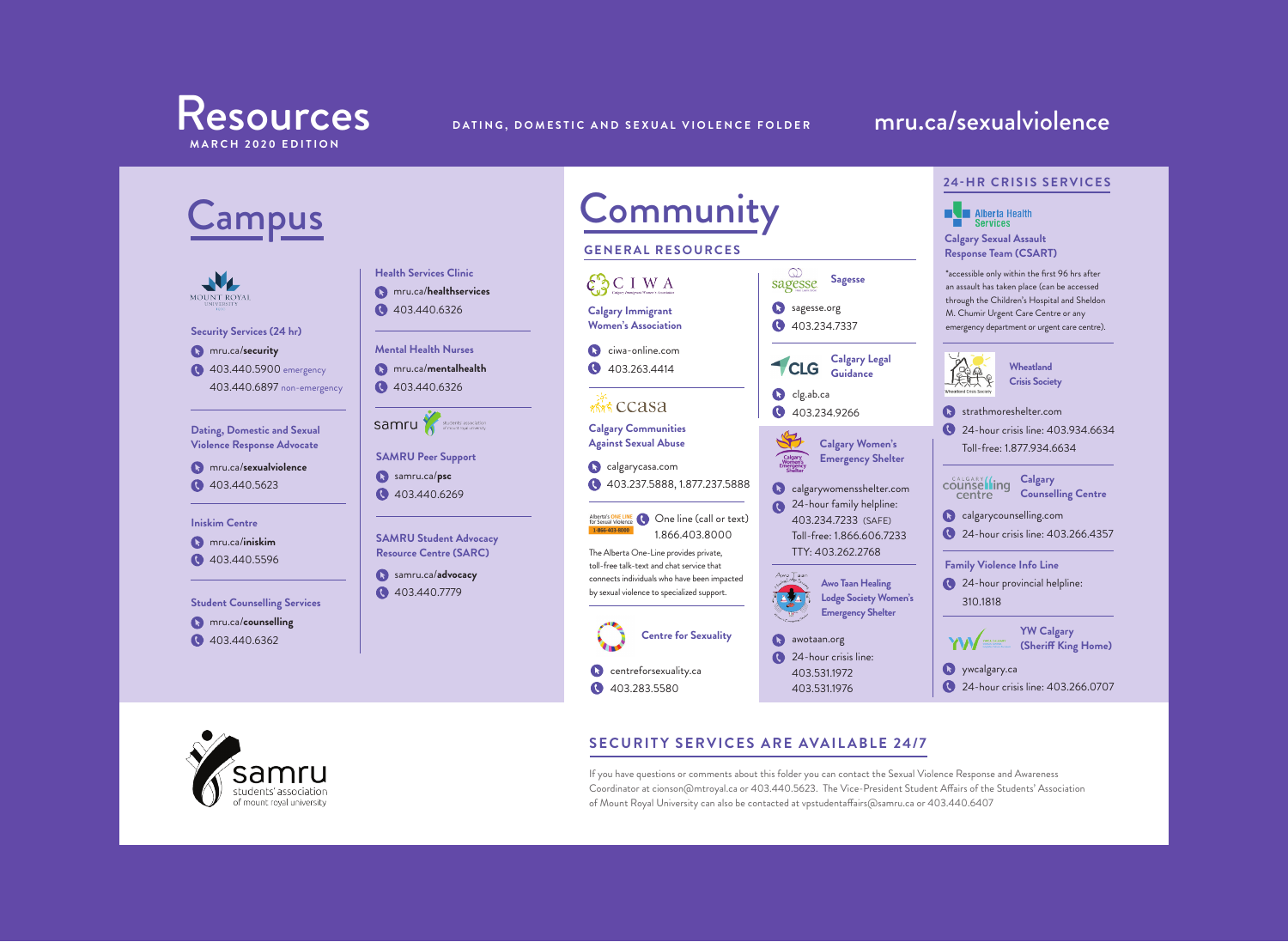# Resources

MARCH 2020 EDITION

DATING, DOMESTIC AND SEXUAL VIOLENCE FOLDER

mru.ca/sexualviolence

## Campus

MOUNT ROYAL UNIVERSITY

**Security Services (24 hr)**

- mru.ca/**security**
- 403.440.5900 emergency
  403.440.6897 non-emergency

**Dating, Domestic and Sexual Violence Response Advocate**

- mru.ca/**sexualviolence**
- 403.440.5623

**Iniskim Centre**

- mru.ca/**iniskim**
- 403.440.5596

**Student Counselling Services**

- mru.ca/**counselling**
- 403.440.6362

**Health Services Clinic**

- mru.ca/**healthservices**
- 403.440.6326

**Mental Health Nurses**

- mru.ca/**mentalhealth**
- 403.440.6326

samru students association of mount royal university

**SAMRU Peer Support**

- samru.ca/**psc**
- 403.440.6269

**SAMRU Student Advocacy Resource Centre (SARC)**

- samru.ca/**advocacy**
- 403.440.7779

## Community

### GENERAL RESOURCES

**Calgary Immigrant Women's Association**

- ciwa-online.com
- 403.263.4414

**Calgary Communities Against Sexual Abuse**

- calgarycasa.com
- 403.237.5888, 1.877.237.5888

Alberta's ONE LINE for Sexual Violence 1-866-403-8000

- One line (call or text) 1.866.403.8000

The Alberta One-Line provides private, toll-free talk-text and chat service that connects individuals who have been impacted by sexual violence to specialized support.

**Centre for Sexuality**

- centreforsexuality.ca
- 403.283.5580

**Sagesse**

- sagesse.org
- 403.234.7337

**Calgary Legal Guidance**

- clg.ab.ca
- 403.234.9266

**Calgary Women's Emergency Shelter**

- calgarywomensshelter.com
- 24-hour family helpline:
  403.234.7233 (SAFE)
  Toll-free: 1.866.606.7233
  TTY: 403.262.2768

**Awo Taan Healing Lodge Society Women's Emergency Shelter**

- awotaan.org
- 24-hour crisis line:
  403.531.1972
  403.531.1976

### 24-HR CRISIS SERVICES

Alberta Health Services

**Calgary Sexual Assault Response Team (CSART)**

*accessible only within the first 96 hrs after an assault has taken place (can be accessed through the Children's Hospital and Sheldon M. Chumir Urgent Care Centre or any emergency department or urgent care centre).

**Wheatland Crisis Society**

- strathmoreshelter.com
- 24-hour crisis line: 403.934.6634
  Toll-free: 1.877.934.6634

**Calgary Counselling Centre**

- calgarycounselling.com
- 24-hour crisis line: 403.266.4357

**Family Violence Info Line**

- 24-hour provincial helpline:
  310.1818

**YW Calgary (Sheriff King Home)**

- ywcalgary.ca
- 24-hour crisis line: 403.266.0707

samru students' association of mount royal university

### SECURITY SERVICES ARE AVAILABLE 24/7

If you have questions or comments about this folder you can contact the Sexual Violence Response and Awareness Coordinator at cionson@mtroyal.ca or 403.440.5623. The Vice-President Student Affairs of the Students' Association of Mount Royal University can also be contacted at vpstudentaffairs@samru.ca or 403.440.6407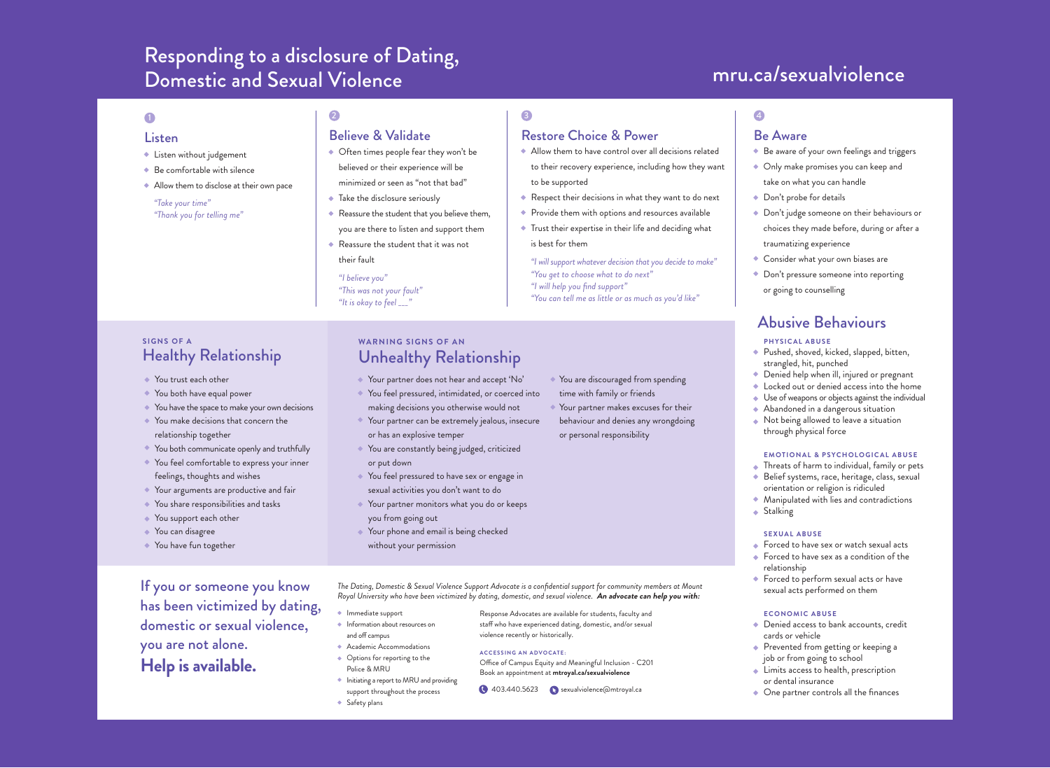# Responding to a disclosure of Dating, Domestic and Sexual Violence

mru.ca/sexualviolence

## 1 Listen

- Listen without judgement
- Be comfortable with silence
- Allow them to disclose at their own pace

*"Take your time"*
*"Thank you for telling me"*

## 2 Believe & Validate

- Often times people fear they won't be believed or their experience will be minimized or seen as "not that bad"
- Take the disclosure seriously
- Reassure the student that you believe them, you are there to listen and support them
- Reassure the student that it was not their fault

*"I believe you"*
*"This was not your fault"*
*"It is okay to feel ___"*

## 3 Restore Choice & Power

- Allow them to have control over all decisions related to their recovery experience, including how they want to be supported
- Respect their decisions in what they want to do next
- Provide them with options and resources available
- Trust their expertise in their life and deciding what is best for them

*"I will support whatever decision that you decide to make"*
*"You get to choose what to do next"*
*"I will help you find support"*
*"You can tell me as little or as much as you'd like"*

## 4 Be Aware

- Be aware of your own feelings and triggers
- Only make promises you can keep and take on what you can handle
- Don't probe for details
- Don't judge someone on their behaviours or choices they made before, during or after a traumatizing experience
- Consider what your own biases are
- Don't pressure someone into reporting or going to counselling

## SIGNS OF A Healthy Relationship

- You trust each other
- You both have equal power
- You have the space to make your own decisions
- You make decisions that concern the relationship together
- You both communicate openly and truthfully
- You feel comfortable to express your inner feelings, thoughts and wishes
- Your arguments are productive and fair
- You share responsibilities and tasks
- You support each other
- You can disagree
- You have fun together

## WARNING SIGNS OF AN Unhealthy Relationship

- Your partner does not hear and accept 'No'
- You feel pressured, intimidated, or coerced into making decisions you otherwise would not
- Your partner can be extremely jealous, insecure or has an explosive temper
- You are constantly being judged, criticized or put down
- You feel pressured to have sex or engage in sexual activities you don't want to do
- Your partner monitors what you do or keeps you from going out
- Your phone and email is being checked without your permission
- You are discouraged from spending time with family or friends
- Your partner makes excuses for their behaviour and denies any wrongdoing or personal responsibility

## Abusive Behaviours

### PHYSICAL ABUSE

- Pushed, shoved, kicked, slapped, bitten, strangled, hit, punched
- Denied help when ill, injured or pregnant
- Locked out or denied access into the home
- Use of weapons or objects against the individual
- Abandoned in a dangerous situation
- Not being allowed to leave a situation through physical force

### EMOTIONAL & PSYCHOLOGICAL ABUSE

- Threats of harm to individual, family or pets
- Belief systems, race, heritage, class, sexual orientation or religion is ridiculed
- Manipulated with lies and contradictions
- Stalking

### SEXUAL ABUSE

- Forced to have sex or watch sexual acts
- Forced to have sex as a condition of the relationship
- Forced to perform sexual acts or have sexual acts performed on them

### ECONOMIC ABUSE

- Denied access to bank accounts, credit cards or vehicle
- Prevented from getting or keeping a job or from going to school
- Limits access to health, prescription or dental insurance
- One partner controls all the finances

## If you or someone you know has been victimized by dating, domestic or sexual violence, you are not alone. **Help is available.**

*The Dating, Domestic & Sexual Violence Support Advocate is a confidential support for community members at Mount Royal University who have been victimized by dating, domestic, and sexual violence.* ***An advocate can help you with:***

- Immediate support
- Information about resources on and off campus
- Academic Accommodations
- Options for reporting to the Police & MRU
- Initiating a report to MRU and providing support throughout the process
- Safety plans

Response Advocates are available for students, faculty and staff who have experienced dating, domestic, and/or sexual violence recently or historically.

**ACCESSING AN ADVOCATE:**

Office of Campus Equity and Meaningful Inclusion - C201
Book an appointment at **mtroyal.ca/sexualviolence**

403.440.5623 sexualviolence@mtroyal.ca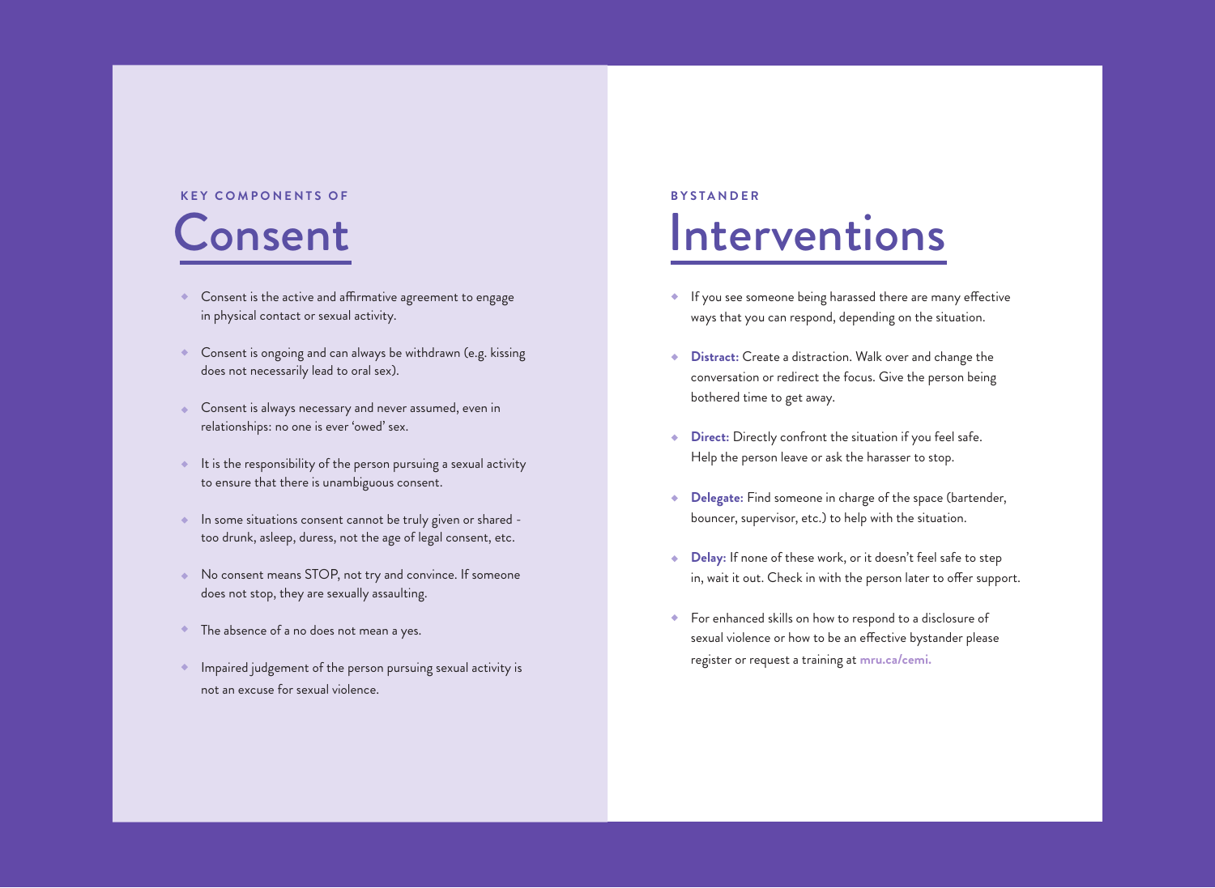**KEY COMPONENTS OF**

# Consent

- Consent is the active and affirmative agreement to engage in physical contact or sexual activity.
- Consent is ongoing and can always be withdrawn (e.g. kissing does not necessarily lead to oral sex).
- Consent is always necessary and never assumed, even in relationships: no one is ever 'owed' sex.
- It is the responsibility of the person pursuing a sexual activity to ensure that there is unambiguous consent.
- In some situations consent cannot be truly given or shared - too drunk, asleep, duress, not the age of legal consent, etc.
- No consent means STOP, not try and convince. If someone does not stop, they are sexually assaulting.
- The absence of a no does not mean a yes.
- Impaired judgement of the person pursuing sexual activity is not an excuse for sexual violence.

**BYSTANDER**

# Interventions

- If you see someone being harassed there are many effective ways that you can respond, depending on the situation.
- **Distract:** Create a distraction. Walk over and change the conversation or redirect the focus. Give the person being bothered time to get away.
- **Direct:** Directly confront the situation if you feel safe. Help the person leave or ask the harasser to stop.
- **Delegate:** Find someone in charge of the space (bartender, bouncer, supervisor, etc.) to help with the situation.
- **Delay:** If none of these work, or it doesn't feel safe to step in, wait it out. Check in with the person later to offer support.
- For enhanced skills on how to respond to a disclosure of sexual violence or how to be an effective bystander please register or request a training at **mru.ca/cemi.**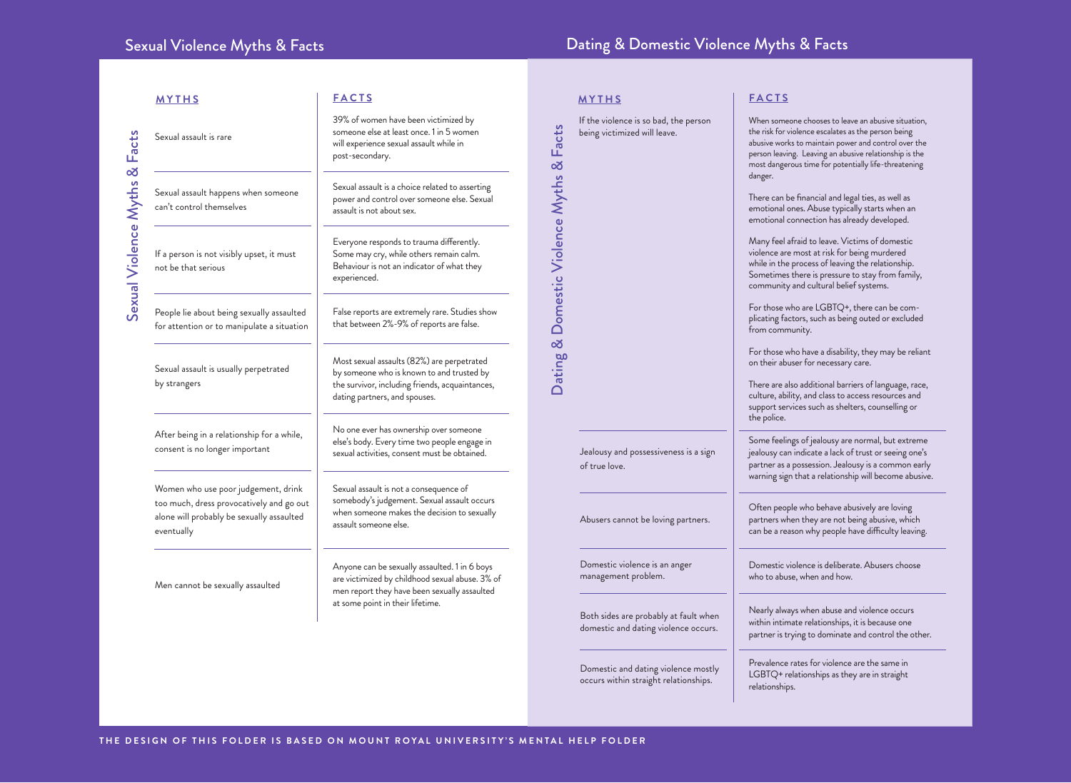## Sexual Violence Myths & Facts

| MYTHS | FACTS |
|---|---|
| Sexual assault is rare | 39% of women have been victimized by someone else at least once. 1 in 5 women will experience sexual assault while in post-secondary. |
| Sexual assault happens when someone can't control themselves | Sexual assault is a choice related to asserting power and control over someone else. Sexual assault is not about sex. |
| If a person is not visibly upset, it must not be that serious | Everyone responds to trauma differently. Some may cry, while others remain calm. Behaviour is not an indicator of what they experienced. |
| People lie about being sexually assaulted for attention or to manipulate a situation | False reports are extremely rare. Studies show that between 2%-9% of reports are false. |
| Sexual assault is usually perpetrated by strangers | Most sexual assaults (82%) are perpetrated by someone who is known to and trusted by the survivor, including friends, acquaintances, dating partners, and spouses. |
| After being in a relationship for a while, consent is no longer important | No one ever has ownership over someone else's body. Every time two people engage in sexual activities, consent must be obtained. |
| Women who use poor judgement, drink too much, dress provocatively and go out alone will probably be sexually assaulted eventually | Sexual assault is not a consequence of somebody's judgement. Sexual assault occurs when someone makes the decision to sexually assault someone else. |
| Men cannot be sexually assaulted | Anyone can be sexually assaulted. 1 in 6 boys are victimized by childhood sexual abuse. 3% of men report they have been sexually assaulted at some point in their lifetime. |

## Dating & Domestic Violence Myths & Facts

| MYTHS | FACTS |
|---|---|
| If the violence is so bad, the person being victimized will leave. | When someone chooses to leave an abusive situation, the risk for violence escalates as the person being abusive works to maintain power and control over the person leaving. Leaving an abusive relationship is the most dangerous time for potentially life-threatening danger.<br><br>There can be financial and legal ties, as well as emotional ones. Abuse typically starts when an emotional connection has already developed.<br><br>Many feel afraid to leave. Victims of domestic violence are most at risk for being murdered while in the process of leaving the relationship. Sometimes there is pressure to stay from family, community and cultural belief systems.<br><br>For those who are LGBTQ+, there can be complicating factors, such as being outed or excluded from community.<br><br>For those who have a disability, they may be reliant on their abuser for necessary care.<br><br>There are also additional barriers of language, race, culture, ability, and class to access resources and support services such as shelters, counselling or the police. |
| Jealousy and possessiveness is a sign of true love. | Some feelings of jealousy are normal, but extreme jealousy can indicate a lack of trust or seeing one's partner as a possession. Jealousy is a common early warning sign that a relationship will become abusive. |
| Abusers cannot be loving partners. | Often people who behave abusively are loving partners when they are not being abusive, which can be a reason why people have difficulty leaving. |
| Domestic violence is an anger management problem. | Domestic violence is deliberate. Abusers choose who to abuse, when and how. |
| Both sides are probably at fault when domestic and dating violence occurs. | Nearly always when abuse and violence occurs within intimate relationships, it is because one partner is trying to dominate and control the other. |
| Domestic and dating violence mostly occurs within straight relationships. | Prevalence rates for violence are the same in LGBTQ+ relationships as they are in straight relationships. |

THE DESIGN OF THIS FOLDER IS BASED ON MOUNT ROYAL UNIVERSITY'S MENTAL HELP FOLDER